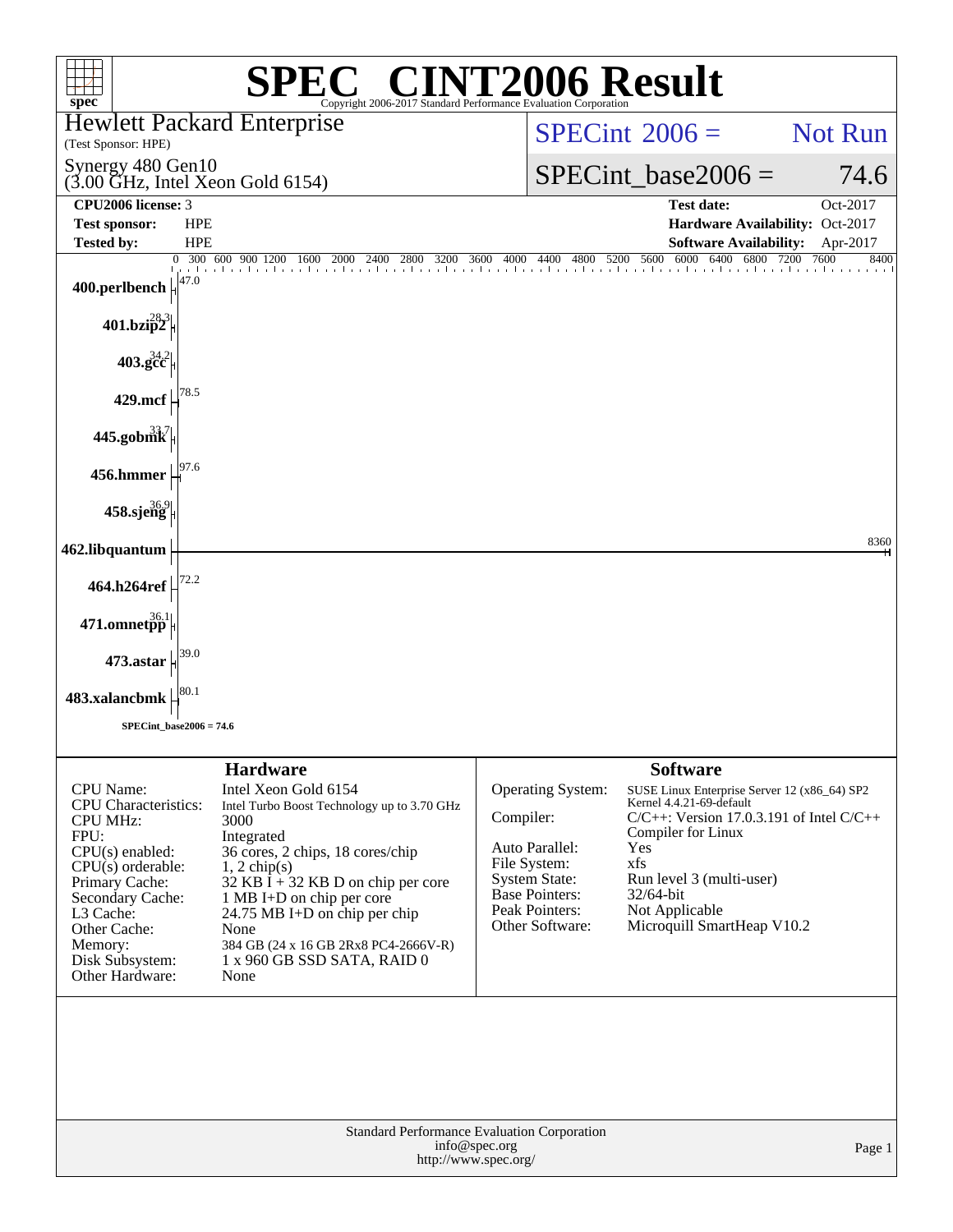# SPEC® CINT2006 Result

Copyright 2006-2017 Standard Performance Evaluation Corporation

**Hewlett Packard Enterprise**
(Test Sponsor: HPE)

Synergy 480 Gen10
(3.00 GHz, Intel Xeon Gold 6154)

SPECint 2006 = Not Run

SPECint_base2006 = 74.6

| | | | |
|---|---|---|---|
| **CPU2006 license:** | 3 | **Test date:** | Oct-2017 |
| **Test sponsor:** | HPE | **Hardware Availability:** | Oct-2017 |
| **Tested by:** | HPE | **Software Availability:** | Apr-2017 |

| Benchmark | Base |
|---|---|
| 400.perlbench | 47.0 |
| 401.bzip2 | 28.3 |
| 403.gcc | 34.2 |
| 429.mcf | 78.5 |
| 445.gobmk | 33.7 |
| 456.hmmer | 97.6 |
| 458.sjeng | 36.9 |
| 462.libquantum | 8360 |
| 464.h264ref | 72.2 |
| 471.omnetpp | 36.1 |
| 473.astar | 39.0 |
| 483.xalancbmk | 80.1 |

SPECint_base2006 = 74.6

## Hardware

| | |
|---|---|
| CPU Name: | Intel Xeon Gold 6154 |
| CPU Characteristics: | Intel Turbo Boost Technology up to 3.70 GHz |
| CPU MHz: | 3000 |
| FPU: | Integrated |
| CPU(s) enabled: | 36 cores, 2 chips, 18 cores/chip |
| CPU(s) orderable: | 1, 2 chip(s) |
| Primary Cache: | 32 KB I + 32 KB D on chip per core |
| Secondary Cache: | 1 MB I+D on chip per core |
| L3 Cache: | 24.75 MB I+D on chip per chip |
| Other Cache: | None |
| Memory: | 384 GB (24 x 16 GB 2Rx8 PC4-2666V-R) |
| Disk Subsystem: | 1 x 960 GB SSD SATA, RAID 0 |
| Other Hardware: | None |

## Software

| | |
|---|---|
| Operating System: | SUSE Linux Enterprise Server 12 (x86_64) SP2 Kernel 4.4.21-69-default |
| Compiler: | C/C++: Version 17.0.3.191 of Intel C/C++ Compiler for Linux |
| Auto Parallel: | Yes |
| File System: | xfs |
| System State: | Run level 3 (multi-user) |
| Base Pointers: | 32/64-bit |
| Peak Pointers: | Not Applicable |
| Other Software: | Microquill SmartHeap V10.2 |

Standard Performance Evaluation Corporation
info@spec.org
http://www.spec.org/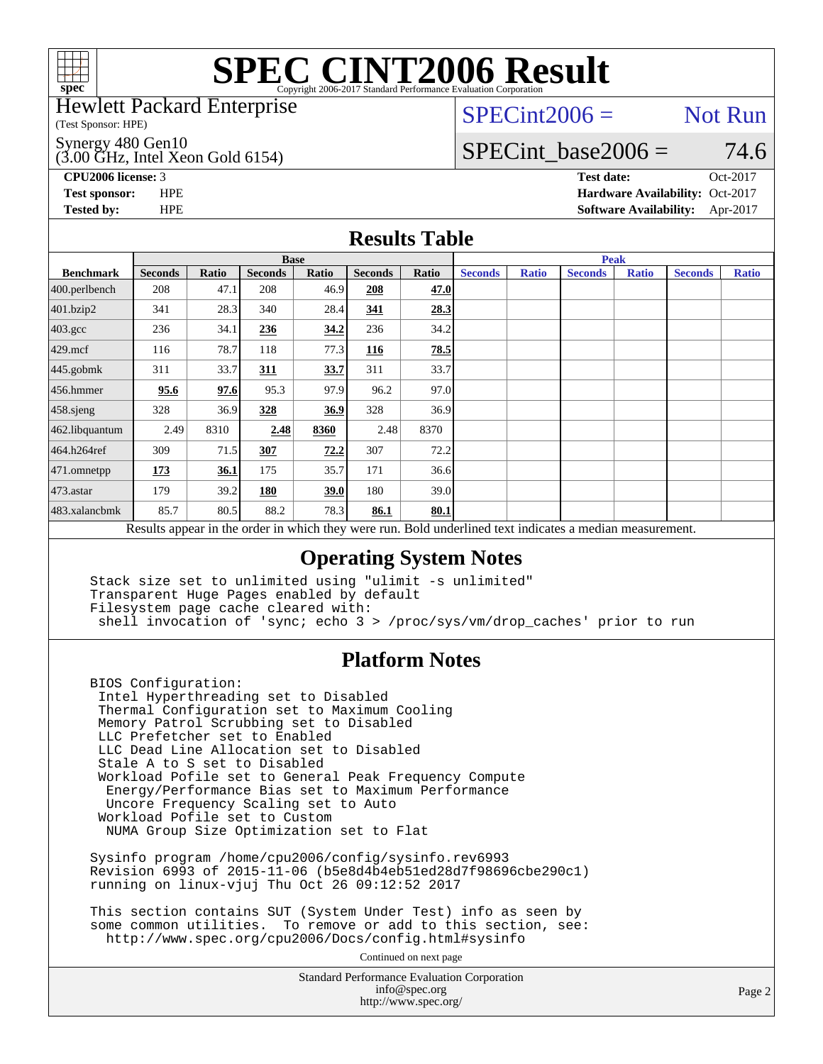# SPEC CINT2006 Result

Copyright 2006-2017 Standard Performance Evaluation Corporation

Hewlett Packard Enterprise
(Test Sponsor: HPE)

Synergy 480 Gen10
(3.00 GHz, Intel Xeon Gold 6154)

SPECint2006 = Not Run

SPECint_base2006 = 74.6

**CPU2006 license:** 3
**Test sponsor:** HPE
**Tested by:** HPE

**Test date:** Oct-2017
**Hardware Availability:** Oct-2017
**Software Availability:** Apr-2017

## Results Table

| | Base | | | | | | Peak | | | | | |
|---|---|---|---|---|---|---|---|---|---|---|---|---|
| **Benchmark** | **Seconds** | **Ratio** | **Seconds** | **Ratio** | **Seconds** | **Ratio** | **Seconds** | **Ratio** | **Seconds** | **Ratio** | **Seconds** | **Ratio** |
| 400.perlbench | 208 | 47.1 | 208 | 46.9 | **208** | **47.0** | | | | | | |
| 401.bzip2 | 341 | 28.3 | 340 | 28.4 | **341** | **28.3** | | | | | | |
| 403.gcc | 236 | 34.1 | **236** | **34.2** | 236 | 34.2 | | | | | | |
| 429.mcf | 116 | 78.7 | 118 | 77.3 | **116** | **78.5** | | | | | | |
| 445.gobmk | 311 | 33.7 | **311** | **33.7** | 311 | 33.7 | | | | | | |
| 456.hmmer | **95.6** | **97.6** | 95.3 | 97.9 | 96.2 | 97.0 | | | | | | |
| 458.sjeng | 328 | 36.9 | **328** | **36.9** | 328 | 36.9 | | | | | | |
| 462.libquantum | 2.49 | 8310 | **2.48** | **8360** | 2.48 | 8370 | | | | | | |
| 464.h264ref | 309 | 71.5 | **307** | **72.2** | 307 | 72.2 | | | | | | |
| 471.omnetpp | **173** | **36.1** | 175 | 35.7 | 171 | 36.6 | | | | | | |
| 473.astar | 179 | 39.2 | **180** | **39.0** | 180 | 39.0 | | | | | | |
| 483.xalancbmk | 85.7 | 80.5 | 88.2 | 78.3 | **86.1** | **80.1** | | | | | | |

Results appear in the order in which they were run. Bold underlined text indicates a median measurement.

## Operating System Notes

```
Stack size set to unlimited using "ulimit -s unlimited"
Transparent Huge Pages enabled by default
Filesystem page cache cleared with:
 shell invocation of 'sync; echo 3 > /proc/sys/vm/drop_caches' prior to run
```

## Platform Notes

```
BIOS Configuration:
 Intel Hyperthreading set to Disabled
 Thermal Configuration set to Maximum Cooling
 Memory Patrol Scrubbing set to Disabled
 LLC Prefetcher set to Enabled
 LLC Dead Line Allocation set to Disabled
 Stale A to S set to Disabled
 Workload Pofile set to General Peak Frequency Compute
  Energy/Performance Bias set to Maximum Performance
  Uncore Frequency Scaling set to Auto
 Workload Pofile set to Custom
  NUMA Group Size Optimization set to Flat

Sysinfo program /home/cpu2006/config/sysinfo.rev6993
Revision 6993 of 2015-11-06 (b5e8d4b4eb51ed28d7f98696cbe290c1)
running on linux-vjuj Thu Oct 26 09:12:52 2017

This section contains SUT (System Under Test) info as seen by
some common utilities.  To remove or add to this section, see:
  http://www.spec.org/cpu2006/Docs/config.html#sysinfo
```

Continued on next page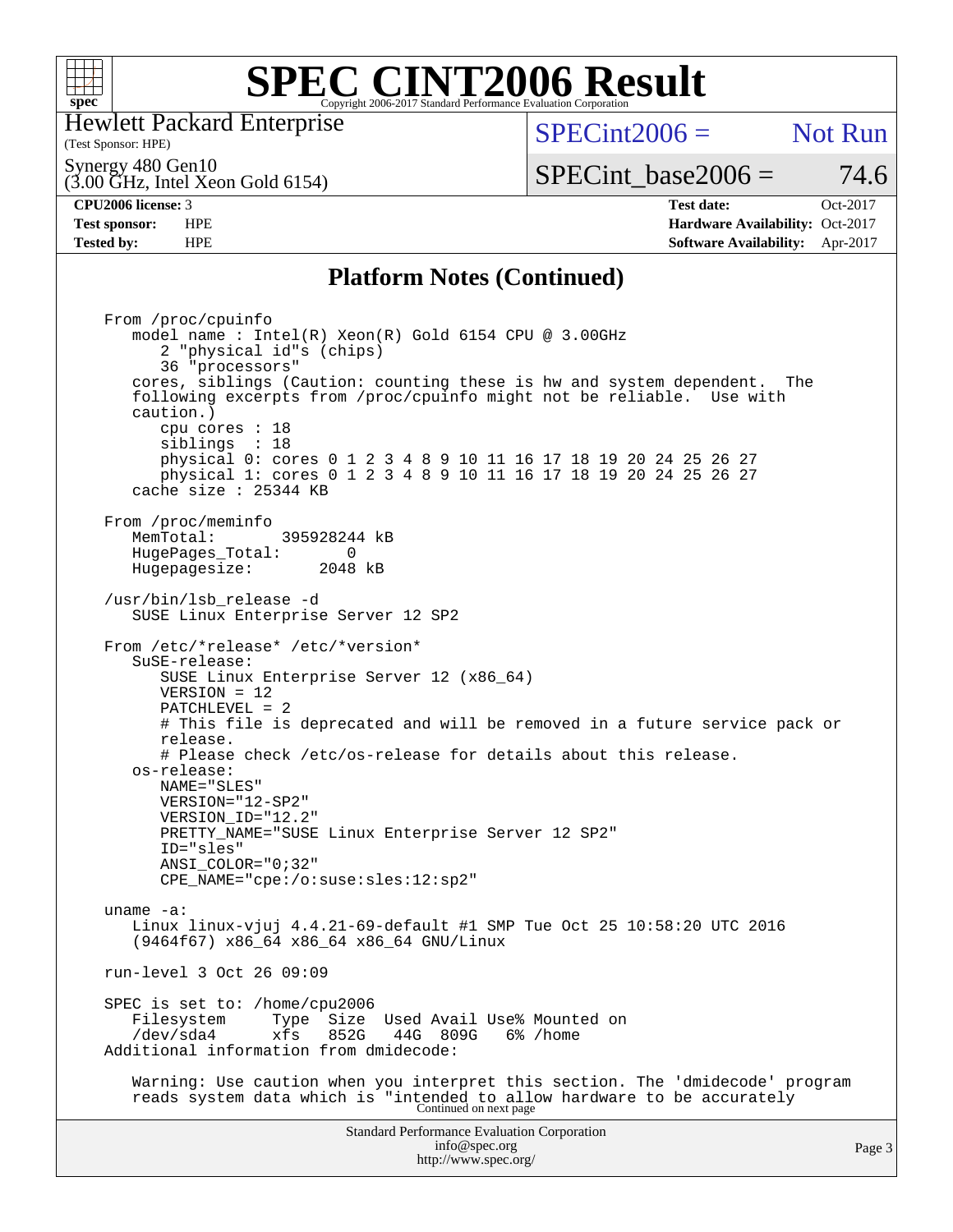# SPEC CINT2006 Result

Copyright 2006-2017 Standard Performance Evaluation Corporation

Hewlett Packard Enterprise
(Test Sponsor: HPE)

Synergy 480 Gen10
(3.00 GHz, Intel Xeon Gold 6154)

SPECint2006 = Not Run

SPECint_base2006 = 74.6

| | | | |
|---|---|---|---|
| **CPU2006 license:** 3 | | **Test date:** | Oct-2017 |
| **Test sponsor:** | HPE | **Hardware Availability:** | Oct-2017 |
| **Tested by:** | HPE | **Software Availability:** | Apr-2017 |

## Platform Notes (Continued)

```
From /proc/cpuinfo
   model name : Intel(R) Xeon(R) Gold 6154 CPU @ 3.00GHz
      2 "physical id"s (chips)
      36 "processors"
   cores, siblings (Caution: counting these is hw and system dependent.  The
   following excerpts from /proc/cpuinfo might not be reliable.  Use with
   caution.)
      cpu cores : 18
      siblings  : 18
      physical 0: cores 0 1 2 3 4 8 9 10 11 16 17 18 19 20 24 25 26 27
      physical 1: cores 0 1 2 3 4 8 9 10 11 16 17 18 19 20 24 25 26 27
   cache size : 25344 KB

From /proc/meminfo
   MemTotal:       395928244 kB
   HugePages_Total:       0
   Hugepagesize:       2048 kB

/usr/bin/lsb_release -d
   SUSE Linux Enterprise Server 12 SP2

From /etc/*release* /etc/*version*
   SuSE-release:
      SUSE Linux Enterprise Server 12 (x86_64)
      VERSION = 12
      PATCHLEVEL = 2
      # This file is deprecated and will be removed in a future service pack or
      release.
      # Please check /etc/os-release for details about this release.
   os-release:
      NAME="SLES"
      VERSION="12-SP2"
      VERSION_ID="12.2"
      PRETTY_NAME="SUSE Linux Enterprise Server 12 SP2"
      ID="sles"
      ANSI_COLOR="0;32"
      CPE_NAME="cpe:/o:suse:sles:12:sp2"

uname -a:
   Linux linux-vjuj 4.4.21-69-default #1 SMP Tue Oct 25 10:58:20 UTC 2016
   (9464f67) x86_64 x86_64 x86_64 GNU/Linux

run-level 3 Oct 26 09:09

SPEC is set to: /home/cpu2006
   Filesystem     Type  Size  Used Avail Use% Mounted on
   /dev/sda4      xfs   852G   44G  809G   6% /home
Additional information from dmidecode:

   Warning: Use caution when you interpret this section. The 'dmidecode' program
   reads system data which is "intended to allow hardware to be accurately
```

Continued on next page

Standard Performance Evaluation Corporation
info@spec.org
http://www.spec.org/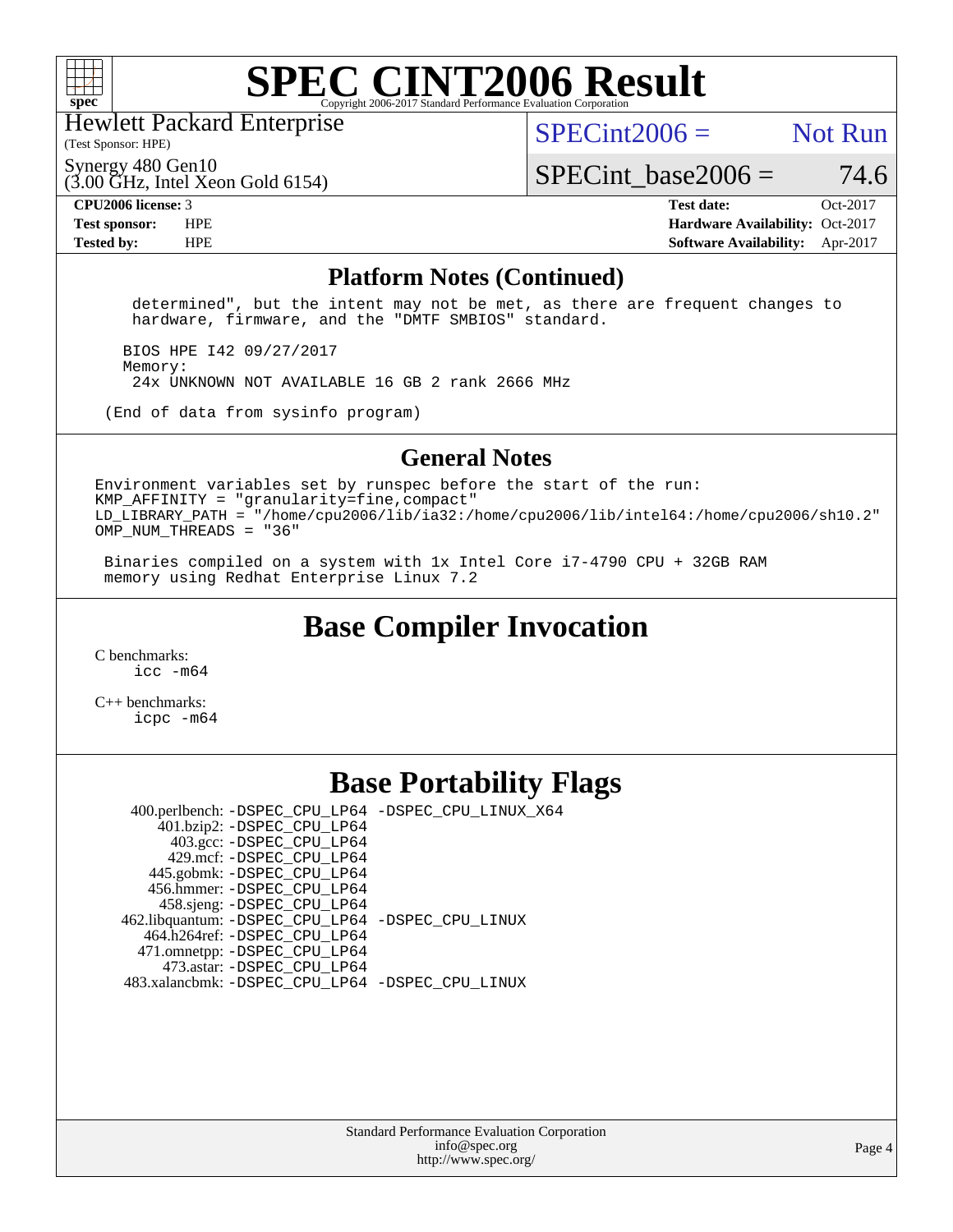# SPEC CINT2006 Result

Hewlett Packard Enterprise
(Test Sponsor: HPE)

Synergy 480 Gen10
(3.00 GHz, Intel Xeon Gold 6154)

SPECint2006 = Not Run

SPECint_base2006 = 74.6

| | | | |
|---|---|---|---|
| **CPU2006 license:** 3 | | **Test date:** | Oct-2017 |
| **Test sponsor:** | HPE | **Hardware Availability:** | Oct-2017 |
| **Tested by:** | HPE | **Software Availability:** | Apr-2017 |

## Platform Notes (Continued)

```
    determined", but the intent may not be met, as there are frequent changes to
    hardware, firmware, and the "DMTF SMBIOS" standard.

   BIOS HPE I42 09/27/2017
   Memory:
    24x UNKNOWN NOT AVAILABLE 16 GB 2 rank 2666 MHz

 (End of data from sysinfo program)
```

## General Notes

```
Environment variables set by runspec before the start of the run:
KMP_AFFINITY = "granularity=fine,compact"
LD_LIBRARY_PATH = "/home/cpu2006/lib/ia32:/home/cpu2006/lib/intel64:/home/cpu2006/sh10.2"
OMP_NUM_THREADS = "36"

 Binaries compiled on a system with 1x Intel Core i7-4790 CPU + 32GB RAM
 memory using Redhat Enterprise Linux 7.2
```

## Base Compiler Invocation

C benchmarks:
    icc -m64

C++ benchmarks:
    icpc -m64

## Base Portability Flags

| | |
|---|---|
| 400.perlbench: | -DSPEC_CPU_LP64 -DSPEC_CPU_LINUX_X64 |
| 401.bzip2: | -DSPEC_CPU_LP64 |
| 403.gcc: | -DSPEC_CPU_LP64 |
| 429.mcf: | -DSPEC_CPU_LP64 |
| 445.gobmk: | -DSPEC_CPU_LP64 |
| 456.hmmer: | -DSPEC_CPU_LP64 |
| 458.sjeng: | -DSPEC_CPU_LP64 |
| 462.libquantum: | -DSPEC_CPU_LP64 -DSPEC_CPU_LINUX |
| 464.h264ref: | -DSPEC_CPU_LP64 |
| 471.omnetpp: | -DSPEC_CPU_LP64 |
| 473.astar: | -DSPEC_CPU_LP64 |
| 483.xalancbmk: | -DSPEC_CPU_LP64 -DSPEC_CPU_LINUX |

Standard Performance Evaluation Corporation
info@spec.org
http://www.spec.org/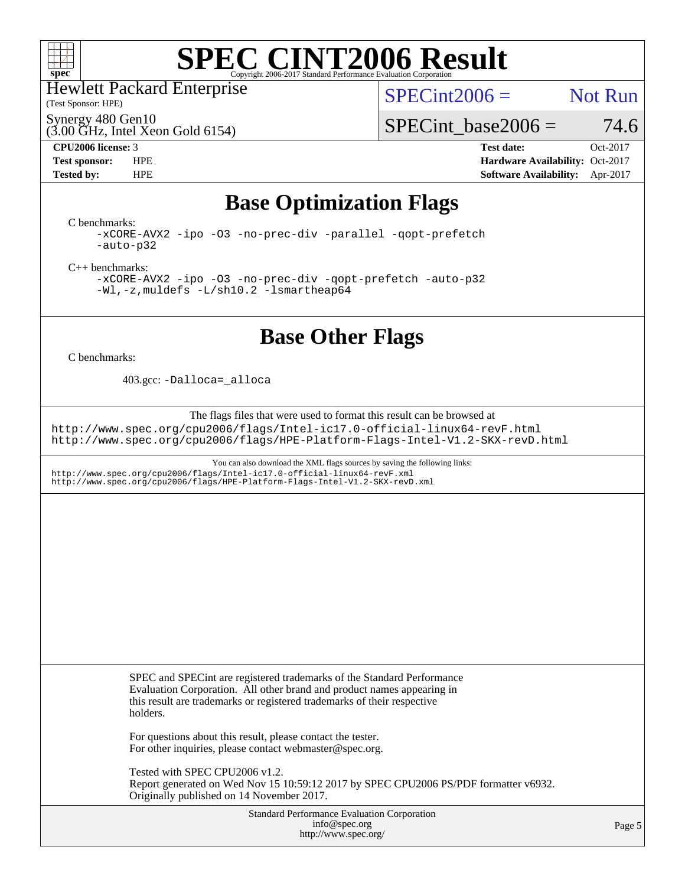# SPEC CINT2006 Result

Copyright 2006-2017 Standard Performance Evaluation Corporation

Hewlett Packard Enterprise
(Test Sponsor: HPE)

Synergy 480 Gen10
(3.00 GHz, Intel Xeon Gold 6154)

SPECint2006 = Not Run

SPECint_base2006 = 74.6

| | | | |
|---|---|---|---|
| **CPU2006 license:** | 3 | **Test date:** | Oct-2017 |
| **Test sponsor:** | HPE | **Hardware Availability:** | Oct-2017 |
| **Tested by:** | HPE | **Software Availability:** | Apr-2017 |

## Base Optimization Flags

C benchmarks:

-xCORE-AVX2 -ipo -O3 -no-prec-div -parallel -qopt-prefetch -auto-p32

C++ benchmarks:

-xCORE-AVX2 -ipo -O3 -no-prec-div -qopt-prefetch -auto-p32 -Wl,-z,muldefs -L/sh10.2 -lsmartheap64

## Base Other Flags

C benchmarks:

403.gcc: -Dalloca=_alloca

The flags files that were used to format this result can be browsed at
http://www.spec.org/cpu2006/flags/Intel-ic17.0-official-linux64-revF.html
http://www.spec.org/cpu2006/flags/HPE-Platform-Flags-Intel-V1.2-SKX-revD.html

You can also download the XML flags sources by saving the following links:
http://www.spec.org/cpu2006/flags/Intel-ic17.0-official-linux64-revF.xml
http://www.spec.org/cpu2006/flags/HPE-Platform-Flags-Intel-V1.2-SKX-revD.xml

SPEC and SPECint are registered trademarks of the Standard Performance Evaluation Corporation. All other brand and product names appearing in this result are trademarks or registered trademarks of their respective holders.

For questions about this result, please contact the tester.
For other inquiries, please contact webmaster@spec.org.

Tested with SPEC CPU2006 v1.2.
Report generated on Wed Nov 15 10:59:12 2017 by SPEC CPU2006 PS/PDF formatter v6932.
Originally published on 14 November 2017.